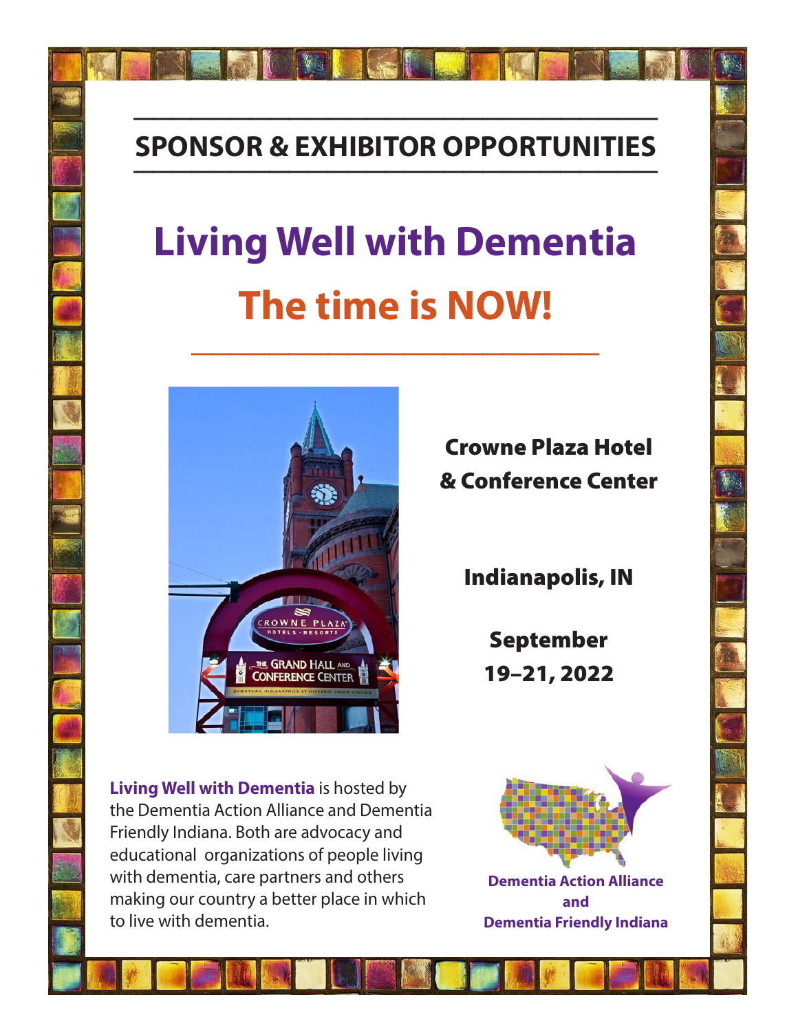## SPONSOR & EXHIBITOR OPPORTUNITIES

# Living Well with Dementia

# The time is NOW!

**Crowne Plaza Hotel & Conference Center**

**Indianapolis, IN**

**September 19–21, 2022**

**Living Well with Dementia** is hosted by the Dementia Action Alliance and Dementia Friendly Indiana. Both are advocacy and educational organizations of people living with dementia, care partners and others making our country a better place in which to live with dementia.

**Dementia Action Alliance and Dementia Friendly Indiana**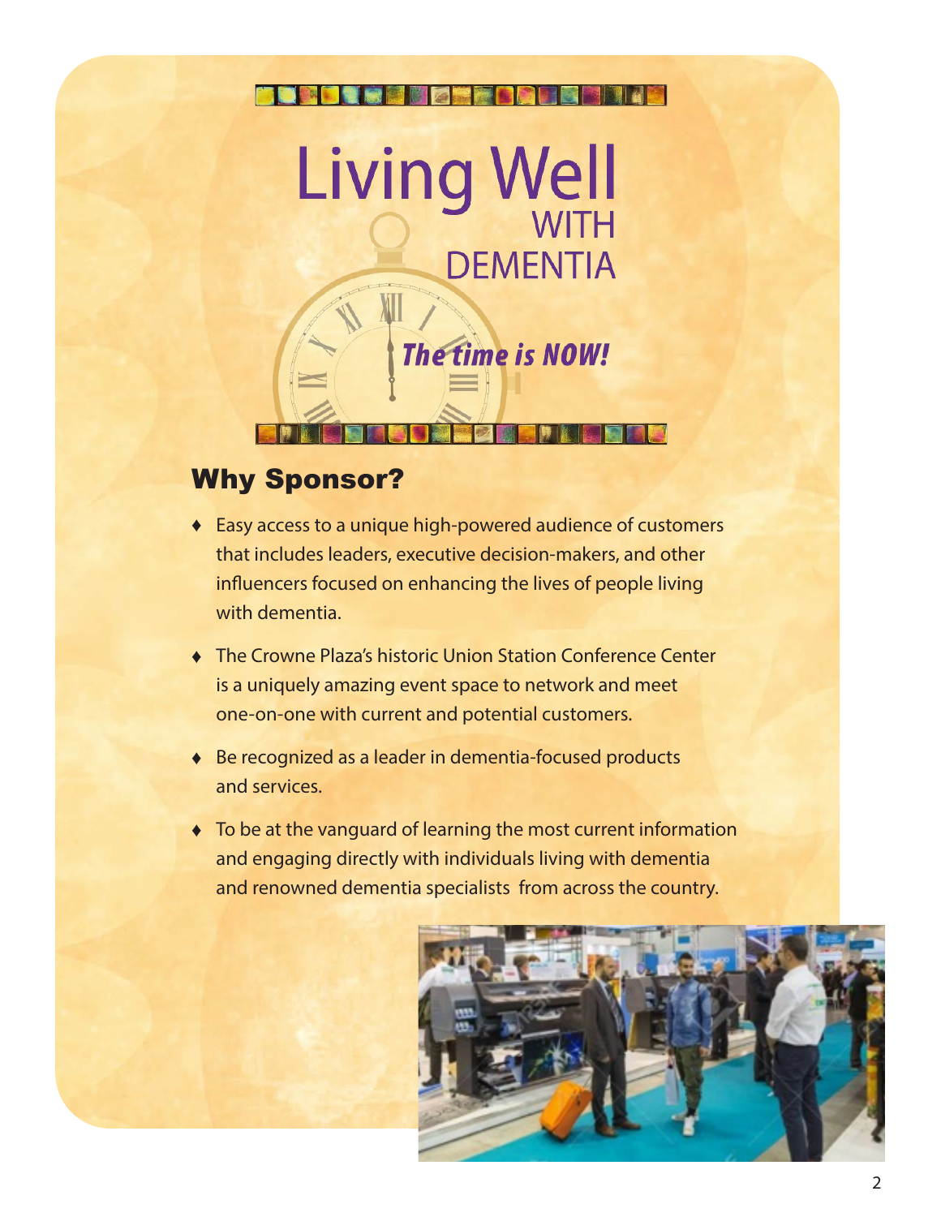# Living Well WITH DEMENTIA

*The time is NOW!*

## Why Sponsor?

- Easy access to a unique high-powered audience of customers that includes leaders, executive decision-makers, and other influencers focused on enhancing the lives of people living with dementia.
- The Crowne Plaza's historic Union Station Conference Center is a uniquely amazing event space to network and meet one-on-one with current and potential customers.
- Be recognized as a leader in dementia-focused products and services.
- To be at the vanguard of learning the most current information and engaging directly with individuals living with dementia and renowned dementia specialists from across the country.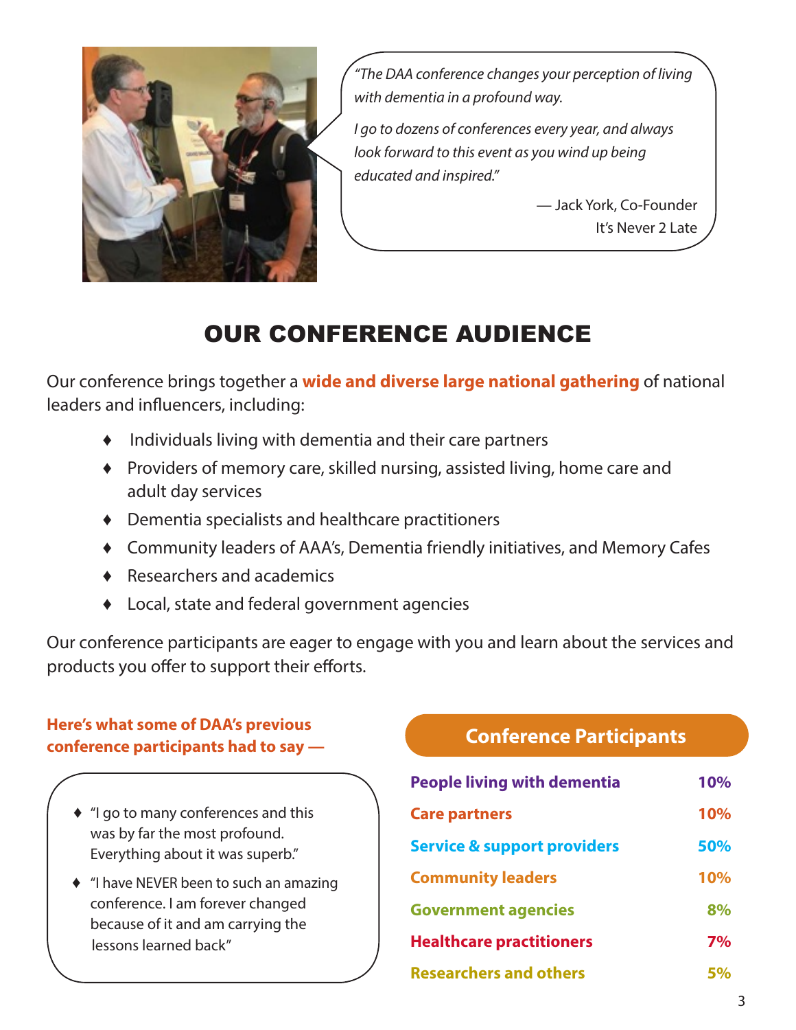*"The DAA conference changes your perception of living with dementia in a profound way.*

*I go to dozens of conferences every year, and always look forward to this event as you wind up being educated and inspired."*

— Jack York, Co-Founder
It's Never 2 Late

# OUR CONFERENCE AUDIENCE

Our conference brings together a **wide and diverse large national gathering** of national leaders and influencers, including:

- Individuals living with dementia and their care partners
- Providers of memory care, skilled nursing, assisted living, home care and adult day services
- Dementia specialists and healthcare practitioners
- Community leaders of AAA's, Dementia friendly initiatives, and Memory Cafes
- Researchers and academics
- Local, state and federal government agencies

Our conference participants are eager to engage with you and learn about the services and products you offer to support their efforts.

**Here's what some of DAA's previous conference participants had to say —**

- "I go to many conferences and this was by far the most profound. Everything about it was superb."
- "I have NEVER been to such an amazing conference. I am forever changed because of it and am carrying the lessons learned back"

| Conference Participants | |
|---|---|
| People living with dementia | 10% |
| Care partners | 10% |
| Service & support providers | 50% |
| Community leaders | 10% |
| Government agencies | 8% |
| Healthcare practitioners | 7% |
| Researchers and others | 5% |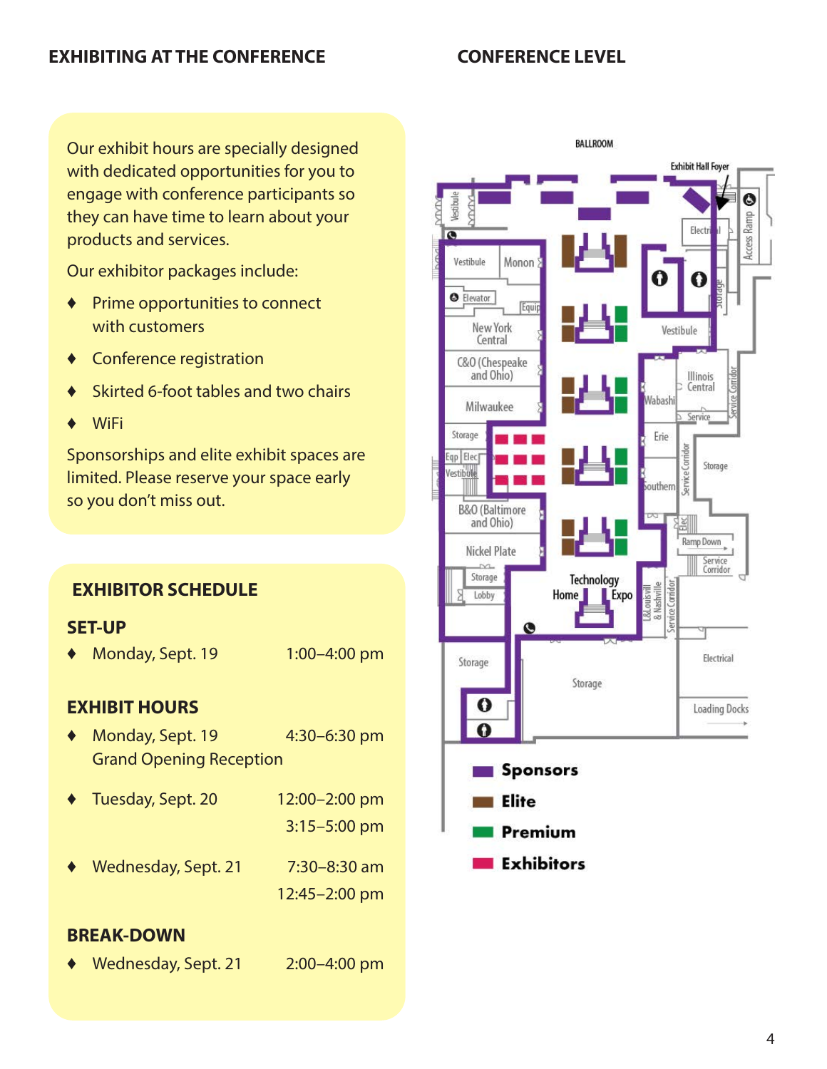## EXHIBITING AT THE CONFERENCE

Our exhibit hours are specially designed with dedicated opportunities for you to engage with conference participants so they can have time to learn about your products and services.

Our exhibitor packages include:

- Prime opportunities to connect with customers
- Conference registration
- Skirted 6-foot tables and two chairs
- WiFi

Sponsorships and elite exhibit spaces are limited. Please reserve your space early so you don't miss out.

### EXHIBITOR SCHEDULE

**SET-UP**

- Monday, Sept. 19 — 1:00–4:00 pm

**EXHIBIT HOURS**

- Monday, Sept. 19 — 4:30–6:30 pm
  Grand Opening Reception
- Tuesday, Sept. 20 — 12:00–2:00 pm
  3:15–5:00 pm
- Wednesday, Sept. 21 — 7:30–8:30 am
  12:45–2:00 pm

**BREAK-DOWN**

- Wednesday, Sept. 21 — 2:00–4:00 pm

## CONFERENCE LEVEL

BALLROOM

Exhibit Hall Foyer

Vestibule, Monon, Elevator, Equip, New York Central, C&O (Chespeake and Ohio), Milwaukee, Storage, Eqp, Elec, Vestibule, B&O (Baltimore and Ohio), Nickel Plate, Storage, Lobby, Technology Home Expo, L&Louisvill & Nashville, Service Corridor, Electrical, Access Ramp, Storage, Vestibule, Wabashi, Illinois Central, Service, Service Corridor, Erie, Southern, Service Corridor, Storage, Elec, Ramp Down, Service Corridor, Storage, Storage, Electrical, Loading Docks

- Sponsors
- Elite
- Premium
- Exhibitors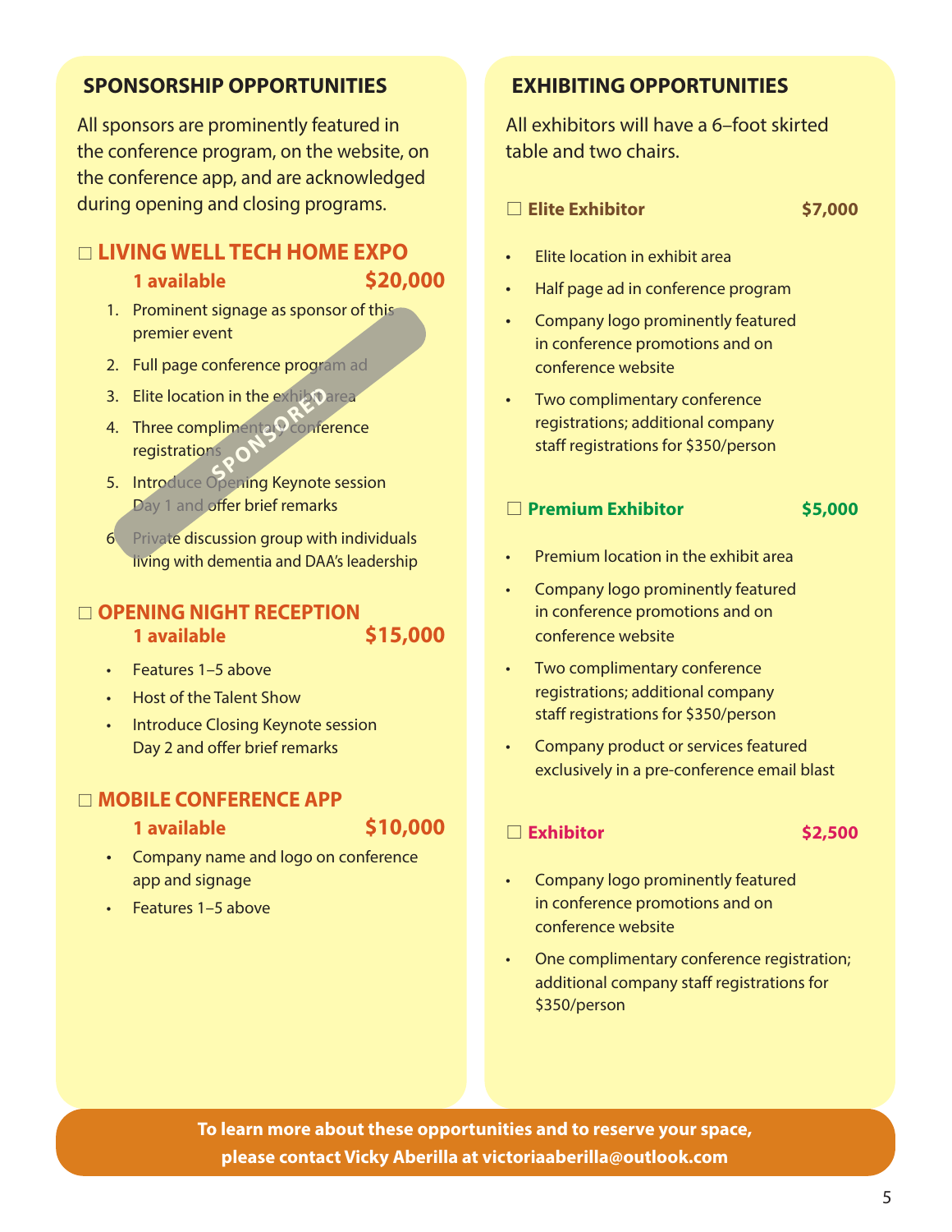## SPONSORSHIP OPPORTUNITIES

All sponsors are prominently featured in the conference program, on the website, on the conference app, and are acknowledged during opening and closing programs.

### ☐ LIVING WELL TECH HOME EXPO

**1 available** **$20,000**

SPONSORED

1. Prominent signage as sponsor of this premier event
2. Full page conference program ad
3. Elite location in the exhibit area
4. Three complimentary conference registrations
5. Introduce Opening Keynote session Day 1 and offer brief remarks
6. Private discussion group with individuals living with dementia and DAA's leadership

### ☐ OPENING NIGHT RECEPTION

**1 available** **$15,000**

- Features 1–5 above
- Host of the Talent Show
- Introduce Closing Keynote session Day 2 and offer brief remarks

### ☐ MOBILE CONFERENCE APP

**1 available** **$10,000**

- Company name and logo on conference app and signage
- Features 1–5 above

## EXHIBITING OPPORTUNITIES

All exhibitors will have a 6–foot skirted table and two chairs.

### ☐ Elite Exhibitor — $7,000

- Elite location in exhibit area
- Half page ad in conference program
- Company logo prominently featured in conference promotions and on conference website
- Two complimentary conference registrations; additional company staff registrations for $350/person

### ☐ Premium Exhibitor — $5,000

- Premium location in the exhibit area
- Company logo prominently featured in conference promotions and on conference website
- Two complimentary conference registrations; additional company staff registrations for $350/person
- Company product or services featured exclusively in a pre-conference email blast

### ☐ Exhibitor — $2,500

- Company logo prominently featured in conference promotions and on conference website
- One complimentary conference registration; additional company staff registrations for $350/person

**To learn more about these opportunities and to reserve your space, please contact Vicky Aberilla at victoriaaberilla@outlook.com**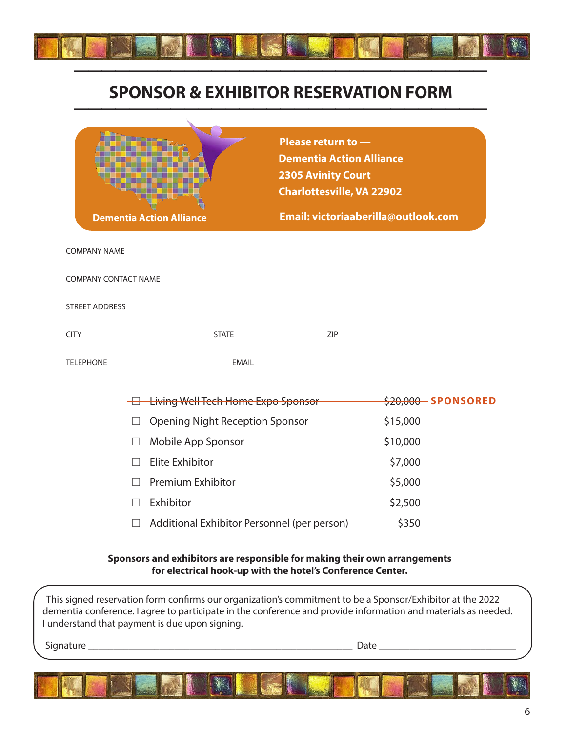# SPONSOR & EXHIBITOR RESERVATION FORM

Dementia Action Alliance

**Please return to —**
**Dementia Action Alliance**
**2305 Avinity Court**
**Charlottesville, VA 22902**

**Email: victoriaaberilla@outlook.com**

COMPANY NAME

COMPANY CONTACT NAME

STREET ADDRESS

CITY STATE ZIP

TELEPHONE EMAIL

| | | |
|---|---|---|
| ☐ ~~Living Well Tech Home Expo Sponsor~~ | ~~$20,000~~ | **SPONSORED** |
| ☐ Opening Night Reception Sponsor | $15,000 | |
| ☐ Mobile App Sponsor | $10,000 | |
| ☐ Elite Exhibitor | $7,000 | |
| ☐ Premium Exhibitor | $5,000 | |
| ☐ Exhibitor | $2,500 | |
| ☐ Additional Exhibitor Personnel (per person) | $350 | |

**Sponsors and exhibitors are responsible for making their own arrangements for electrical hook-up with the hotel's Conference Center.**

This signed reservation form confirms our organization's commitment to be a Sponsor/Exhibitor at the 2022 dementia conference. I agree to participate in the conference and provide information and materials as needed. I understand that payment is due upon signing.

Signature ________________________________________________ Date ________________________